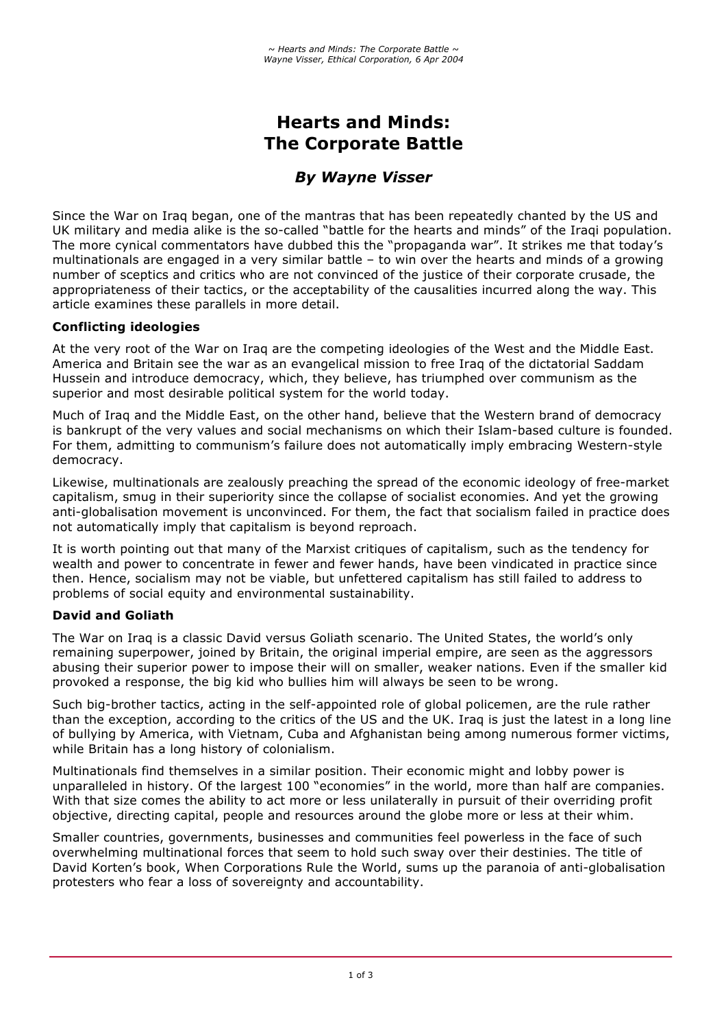# Hearts and Minds: The Corporate Battle

## *By Wayne Visser*

Since the War on Iraq began, one of the mantras that has been repeatedly chanted by the US and UK military and media alike is the so-called "battle for the hearts and minds" of the Iraqi population. The more cynical commentators have dubbed this the "propaganda war". It strikes me that today's multinationals are engaged in a very similar battle – to win over the hearts and minds of a growing number of sceptics and critics who are not convinced of the justice of their corporate crusade, the appropriateness of their tactics, or the acceptability of the causalities incurred along the way. This article examines these parallels in more detail.

### Conflicting ideologies

At the very root of the War on Iraq are the competing ideologies of the West and the Middle East. America and Britain see the war as an evangelical mission to free Iraq of the dictatorial Saddam Hussein and introduce democracy, which, they believe, has triumphed over communism as the superior and most desirable political system for the world today.

Much of Iraq and the Middle East, on the other hand, believe that the Western brand of democracy is bankrupt of the very values and social mechanisms on which their Islam-based culture is founded. For them, admitting to communism's failure does not automatically imply embracing Western-style democracy.

Likewise, multinationals are zealously preaching the spread of the economic ideology of free-market capitalism, smug in their superiority since the collapse of socialist economies. And yet the growing anti-globalisation movement is unconvinced. For them, the fact that socialism failed in practice does not automatically imply that capitalism is beyond reproach.

It is worth pointing out that many of the Marxist critiques of capitalism, such as the tendency for wealth and power to concentrate in fewer and fewer hands, have been vindicated in practice since then. Hence, socialism may not be viable, but unfettered capitalism has still failed to address to problems of social equity and environmental sustainability.

### David and Goliath

The War on Iraq is a classic David versus Goliath scenario. The United States, the world's only remaining superpower, joined by Britain, the original imperial empire, are seen as the aggressors abusing their superior power to impose their will on smaller, weaker nations. Even if the smaller kid provoked a response, the big kid who bullies him will always be seen to be wrong.

Such big-brother tactics, acting in the self-appointed role of global policemen, are the rule rather than the exception, according to the critics of the US and the UK. Iraq is just the latest in a long line of bullying by America, with Vietnam, Cuba and Afghanistan being among numerous former victims, while Britain has a long history of colonialism.

Multinationals find themselves in a similar position. Their economic might and lobby power is unparalleled in history. Of the largest 100 "economies" in the world, more than half are companies. With that size comes the ability to act more or less unilaterally in pursuit of their overriding profit objective, directing capital, people and resources around the globe more or less at their whim.

Smaller countries, governments, businesses and communities feel powerless in the face of such overwhelming multinational forces that seem to hold such sway over their destinies. The title of David Korten's book, When Corporations Rule the World, sums up the paranoia of anti-globalisation protesters who fear a loss of sovereignty and accountability.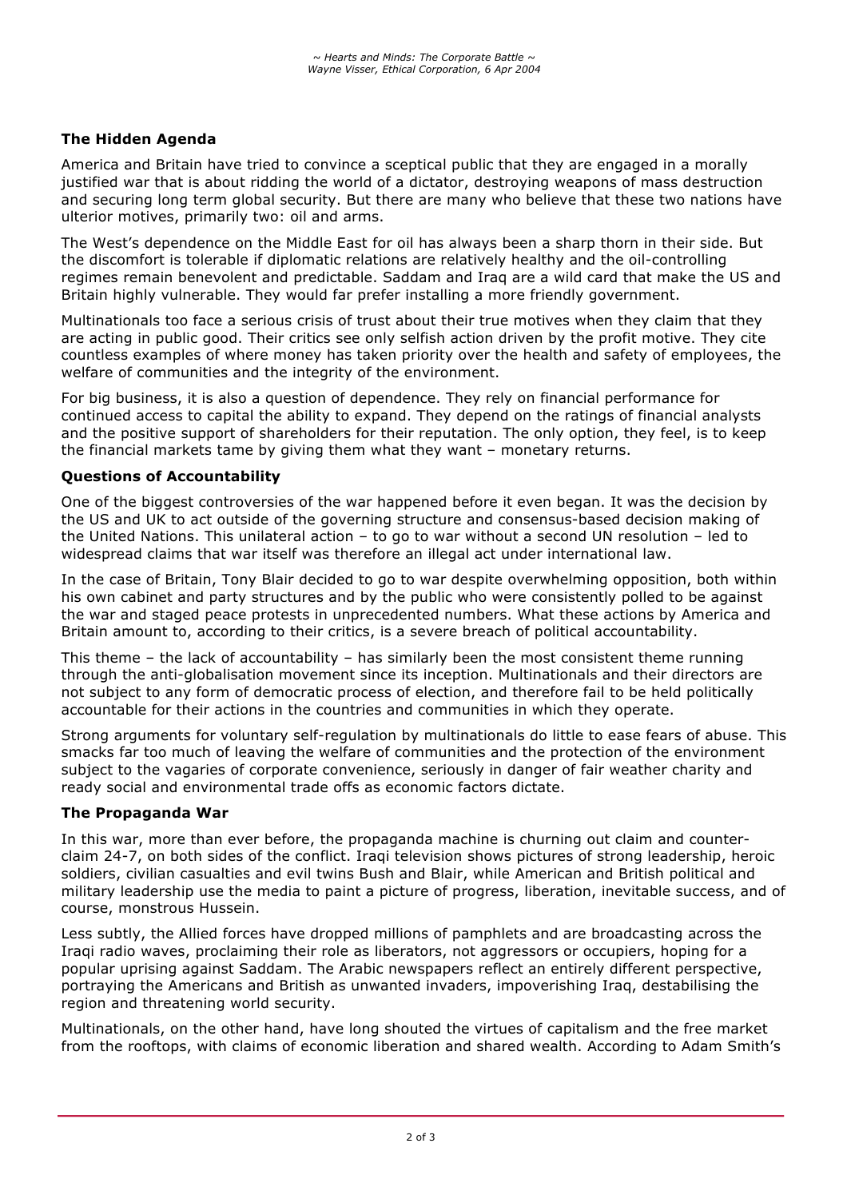## The Hidden Agenda

America and Britain have tried to convince a sceptical public that they are engaged in a morally justified war that is about ridding the world of a dictator, destroying weapons of mass destruction and securing long term global security. But there are many who believe that these two nations have ulterior motives, primarily two: oil and arms.

The West's dependence on the Middle East for oil has always been a sharp thorn in their side. But the discomfort is tolerable if diplomatic relations are relatively healthy and the oil-controlling regimes remain benevolent and predictable. Saddam and Iraq are a wild card that make the US and Britain highly vulnerable. They would far prefer installing a more friendly government.

Multinationals too face a serious crisis of trust about their true motives when they claim that they are acting in public good. Their critics see only selfish action driven by the profit motive. They cite countless examples of where money has taken priority over the health and safety of employees, the welfare of communities and the integrity of the environment.

For big business, it is also a question of dependence. They rely on financial performance for continued access to capital the ability to expand. They depend on the ratings of financial analysts and the positive support of shareholders for their reputation. The only option, they feel, is to keep the financial markets tame by giving them what they want – monetary returns.

## Questions of Accountability

One of the biggest controversies of the war happened before it even began. It was the decision by the US and UK to act outside of the governing structure and consensus-based decision making of the United Nations. This unilateral action – to go to war without a second UN resolution – led to widespread claims that war itself was therefore an illegal act under international law.

In the case of Britain, Tony Blair decided to go to war despite overwhelming opposition, both within his own cabinet and party structures and by the public who were consistently polled to be against the war and staged peace protests in unprecedented numbers. What these actions by America and Britain amount to, according to their critics, is a severe breach of political accountability.

This theme – the lack of accountability – has similarly been the most consistent theme running through the anti-globalisation movement since its inception. Multinationals and their directors are not subject to any form of democratic process of election, and therefore fail to be held politically accountable for their actions in the countries and communities in which they operate.

Strong arguments for voluntary self-regulation by multinationals do little to ease fears of abuse. This smacks far too much of leaving the welfare of communities and the protection of the environment subject to the vagaries of corporate convenience, seriously in danger of fair weather charity and ready social and environmental trade offs as economic factors dictate.

## The Propaganda War

In this war, more than ever before, the propaganda machine is churning out claim and counter-claim 24-7, on both sides of the conflict. Iraqi television shows pictures of strong leadership, heroic soldiers, civilian casualties and evil twins Bush and Blair, while American and British political and military leadership use the media to paint a picture of progress, liberation, inevitable success, and of course, monstrous Hussein.

Less subtly, the Allied forces have dropped millions of pamphlets and are broadcasting across the Iraqi radio waves, proclaiming their role as liberators, not aggressors or occupiers, hoping for a popular uprising against Saddam. The Arabic newspapers reflect an entirely different perspective, portraying the Americans and British as unwanted invaders, impoverishing Iraq, destabilising the region and threatening world security.

Multinationals, on the other hand, have long shouted the virtues of capitalism and the free market from the rooftops, with claims of economic liberation and shared wealth. According to Adam Smith's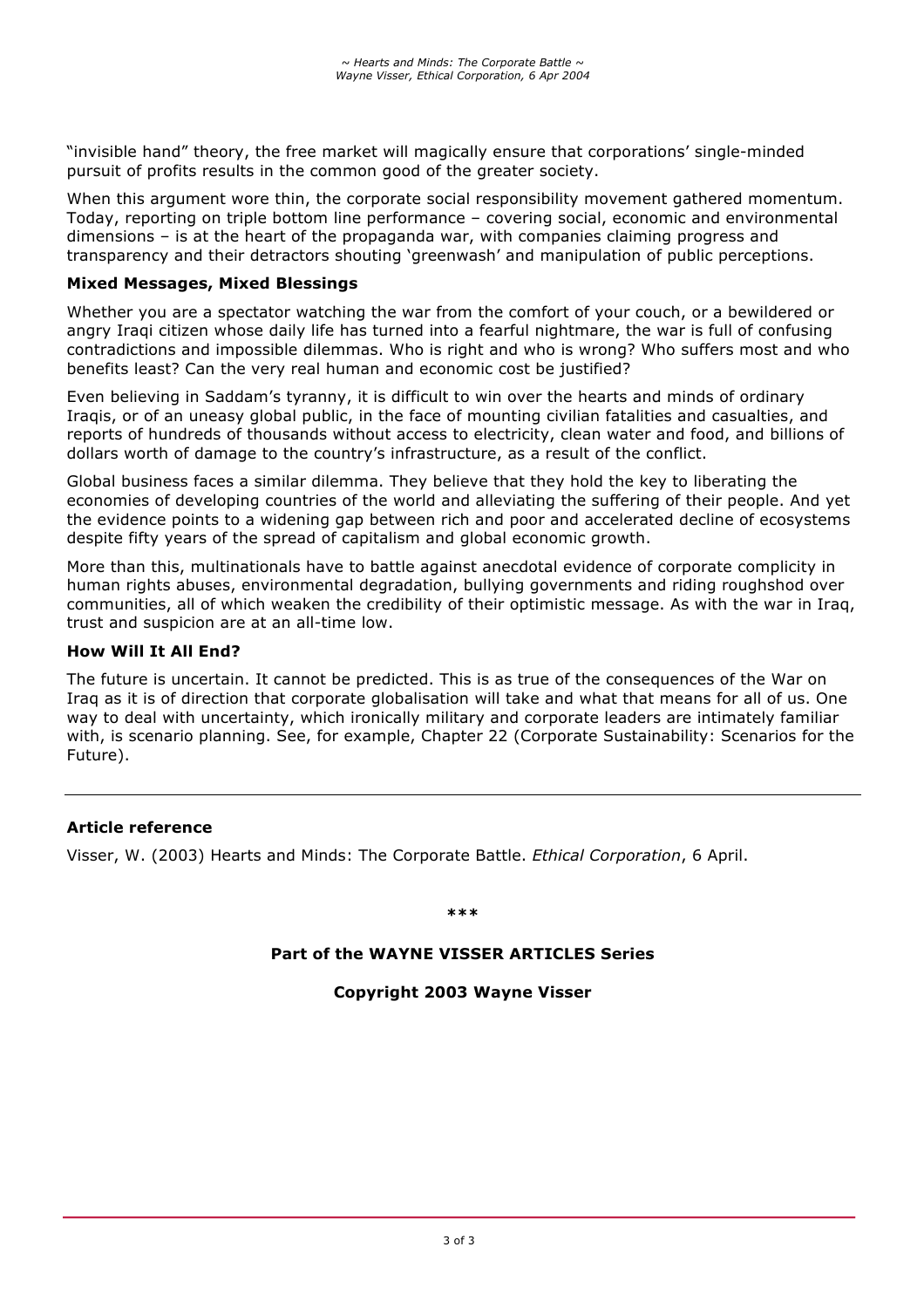"invisible hand" theory, the free market will magically ensure that corporations' single-minded pursuit of profits results in the common good of the greater society.

When this argument wore thin, the corporate social responsibility movement gathered momentum. Today, reporting on triple bottom line performance – covering social, economic and environmental dimensions – is at the heart of the propaganda war, with companies claiming progress and transparency and their detractors shouting 'greenwash' and manipulation of public perceptions.

**Mixed Messages, Mixed Blessings**

Whether you are a spectator watching the war from the comfort of your couch, or a bewildered or angry Iraqi citizen whose daily life has turned into a fearful nightmare, the war is full of confusing contradictions and impossible dilemmas. Who is right and who is wrong? Who suffers most and who benefits least? Can the very real human and economic cost be justified?

Even believing in Saddam's tyranny, it is difficult to win over the hearts and minds of ordinary Iraqis, or of an uneasy global public, in the face of mounting civilian fatalities and casualties, and reports of hundreds of thousands without access to electricity, clean water and food, and billions of dollars worth of damage to the country's infrastructure, as a result of the conflict.

Global business faces a similar dilemma. They believe that they hold the key to liberating the economies of developing countries of the world and alleviating the suffering of their people. And yet the evidence points to a widening gap between rich and poor and accelerated decline of ecosystems despite fifty years of the spread of capitalism and global economic growth.

More than this, multinationals have to battle against anecdotal evidence of corporate complicity in human rights abuses, environmental degradation, bullying governments and riding roughshod over communities, all of which weaken the credibility of their optimistic message. As with the war in Iraq, trust and suspicion are at an all-time low.

**How Will It All End?**

The future is uncertain. It cannot be predicted. This is as true of the consequences of the War on Iraq as it is of direction that corporate globalisation will take and what that means for all of us. One way to deal with uncertainty, which ironically military and corporate leaders are intimately familiar with, is scenario planning. See, for example, Chapter 22 (Corporate Sustainability: Scenarios for the Future).

---

**Article reference**

Visser, W. (2003) Hearts and Minds: The Corporate Battle. *Ethical Corporation*, 6 April.

***

**Part of the WAYNE VISSER ARTICLES Series**

**Copyright 2003 Wayne Visser**